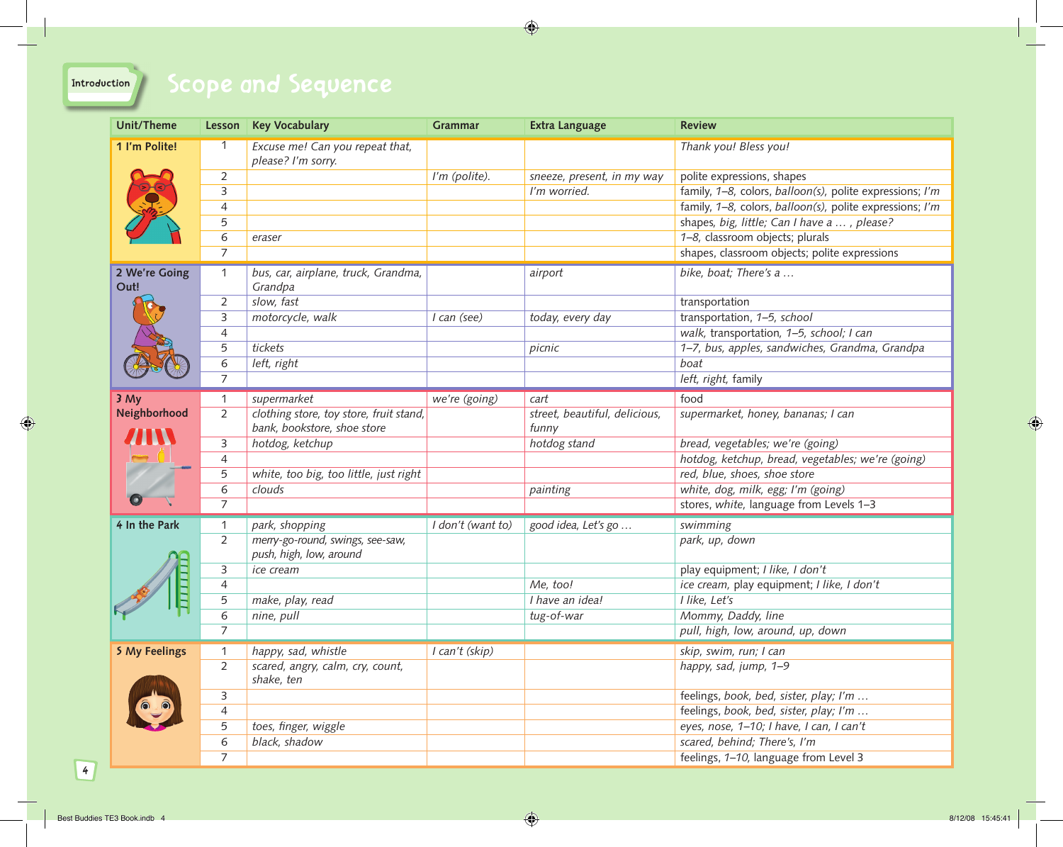# Scope and Sequence

| Unit/Theme | Lesson | Key Vocabulary | Grammar | Extra Language | Review |
|---|---|---|---|---|---|
| 1 I'm Polite! | 1 | *Excuse me! Can you repeat that, please? I'm sorry.* | | | *Thank you! Bless you!* |
| | 2 | | *I'm (polite).* | *sneeze, present, in my way* | polite expressions, shapes |
| | 3 | | | *I'm worried.* | family, *1–8,* colors, *balloon(s),* polite expressions; *I'm* |
| | 4 | | | | family, *1–8,* colors, *balloon(s),* polite expressions; *I'm* |
| | 5 | | | | shapes, *big, little; Can I have a … , please?* |
| | 6 | *eraser* | | | *1–8,* classroom objects; plurals |
| | 7 | | | | shapes, classroom objects; polite expressions |
| 2 We're Going Out! | 1 | *bus, car, airplane, truck, Grandma, Grandpa* | | *airport* | *bike, boat; There's a …* |
| | 2 | *slow, fast* | | | transportation |
| | 3 | *motorcycle, walk* | *I can (see)* | *today, every day* | transportation, *1–5, school* |
| | 4 | | | | *walk,* transportation, *1–5, school; I can* |
| | 5 | *tickets* | | *picnic* | *1–7, bus, apples, sandwiches, Grandma, Grandpa* |
| | 6 | *left, right* | | | *boat* |
| | 7 | | | | *left, right,* family |
| 3 My Neighborhood | 1 | *supermarket* | *we're (going)* | *cart* | food |
| | 2 | *clothing store, toy store, fruit stand, bank, bookstore, shoe store* | | *street, beautiful, delicious, funny* | *supermarket, honey, bananas; I can* |
| | 3 | *hotdog, ketchup* | | *hotdog stand* | *bread, vegetables; we're (going)* |
| | 4 | | | | *hotdog, ketchup, bread, vegetables; we're (going)* |
| | 5 | *white, too big, too little, just right* | | | *red, blue, shoes, shoe store* |
| | 6 | *clouds* | | *painting* | *white, dog, milk, egg; I'm (going)* |
| | 7 | | | | stores, *white,* language from Levels 1–3 |
| 4 In the Park | 1 | *park, shopping* | *I don't (want to)* | *good idea, Let's go …* | *swimming* |
| | 2 | *merry-go-round, swings, see-saw, push, high, low, around* | | | *park, up, down* |
| | 3 | *ice cream* | | | play equipment; *I like, I don't* |
| | 4 | | | *Me, too!* | *ice cream,* play equipment; *I like, I don't* |
| | 5 | *make, play, read* | | *I have an idea!* | *I like, Let's* |
| | 6 | *nine, pull* | | *tug-of-war* | *Mommy, Daddy, line* |
| | 7 | | | | *pull, high, low, around, up, down* |
| 5 My Feelings | 1 | *happy, sad, whistle* | *I can't (skip)* | | *skip, swim, run; I can* |
| | 2 | *scared, angry, calm, cry, count, shake, ten* | | | *happy, sad, jump, 1–9* |
| | 3 | | | | feelings, *book, bed, sister, play; I'm …* |
| | 4 | | | | feelings, *book, bed, sister, play; I'm …* |
| | 5 | *toes, finger, wiggle* | | | *eyes, nose, 1–10; I have, I can, I can't* |
| | 6 | *black, shadow* | | | *scared, behind; There's, I'm* |
| | 7 | | | | feelings, *1–10,* language from Level 3 |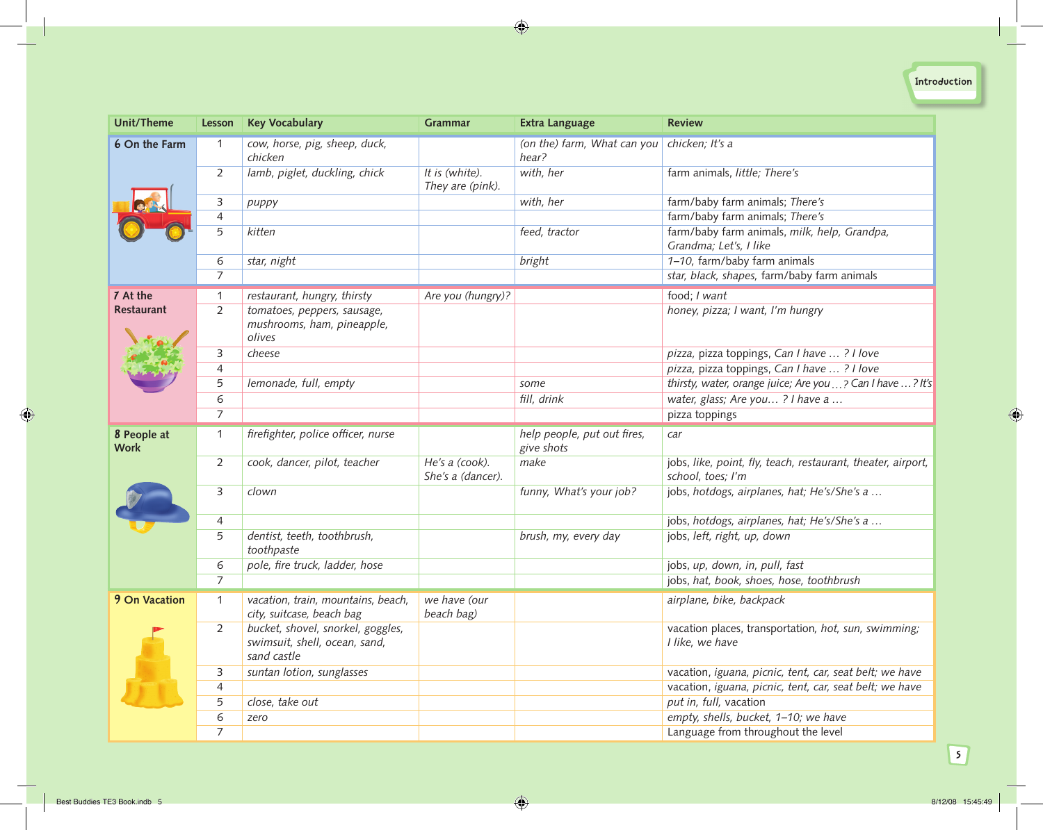| Unit/Theme | Lesson | Key Vocabulary | Grammar | Extra Language | Review |
|---|---|---|---|---|---|
| **6 On the Farm** | 1 | *cow, horse, pig, sheep, duck, chicken* | | *(on the) farm, What can you hear?* | *chicken; It's a* |
| | 2 | *lamb, piglet, duckling, chick* | *It is (white). They are (pink).* | *with, her* | farm animals, *little; There's* |
| | 3 | *puppy* | | *with, her* | farm/baby farm animals; *There's* |
| | 4 | | | | farm/baby farm animals; *There's* |
| | 5 | *kitten* | | *feed, tractor* | farm/baby farm animals, *milk, help, Grandpa, Grandma; Let's, I like* |
| | 6 | *star, night* | | *bright* | *1–10,* farm/baby farm animals |
| | 7 | | | | *star, black, shapes,* farm/baby farm animals |
| **7 At the Restaurant** | 1 | *restaurant, hungry, thirsty* | *Are you (hungry)?* | | food; *I want* |
| | 2 | *tomatoes, peppers, sausage, mushrooms, ham, pineapple, olives* | | | *honey, pizza; I want, I'm hungry* |
| | 3 | *cheese* | | | *pizza,* pizza toppings, *Can I have … ? I love* |
| | 4 | | | | *pizza,* pizza toppings, *Can I have … ? I love* |
| | 5 | *lemonade, full, empty* | | *some* | *thirsty, water, orange juice; Are you … ? Can I have … ? It's* |
| | 6 | | | *fill, drink* | *water, glass; Are you… ? I have a …* |
| | 7 | | | | pizza toppings |
| **8 People at Work** | 1 | *firefighter, police officer, nurse* | | *help people, put out fires, give shots* | *car* |
| | 2 | *cook, dancer, pilot, teacher* | *He's a (cook). She's a (dancer).* | *make* | jobs, *like, point, fly, teach, restaurant, theater, airport, school, toes; I'm* |
| | 3 | *clown* | | *funny, What's your job?* | jobs, *hotdogs, airplanes, hat; He's/She's a …* |
| | 4 | | | | jobs, *hotdogs, airplanes, hat; He's/She's a …* |
| | 5 | *dentist, teeth, toothbrush, toothpaste* | | *brush, my, every day* | jobs, *left, right, up, down* |
| | 6 | *pole, fire truck, ladder, hose* | | | jobs, *up, down, in, pull, fast* |
| | 7 | | | | jobs, *hat, book, shoes, hose, toothbrush* |
| **9 On Vacation** | 1 | *vacation, train, mountains, beach, city, suitcase, beach bag* | *we have (our beach bag)* | | *airplane, bike, backpack* |
| | 2 | *bucket, shovel, snorkel, goggles, swimsuit, shell, ocean, sand, sand castle* | | | vacation places, transportation, *hot, sun, swimming; I like, we have* |
| | 3 | *suntan lotion, sunglasses* | | | vacation, *iguana, picnic, tent, car, seat belt; we have* |
| | 4 | | | | vacation, *iguana, picnic, tent, car, seat belt; we have* |
| | 5 | *close, take out* | | | *put in, full,* vacation |
| | 6 | *zero* | | | *empty, shells, bucket, 1–10; we have* |
| | 7 | | | | Language from throughout the level |